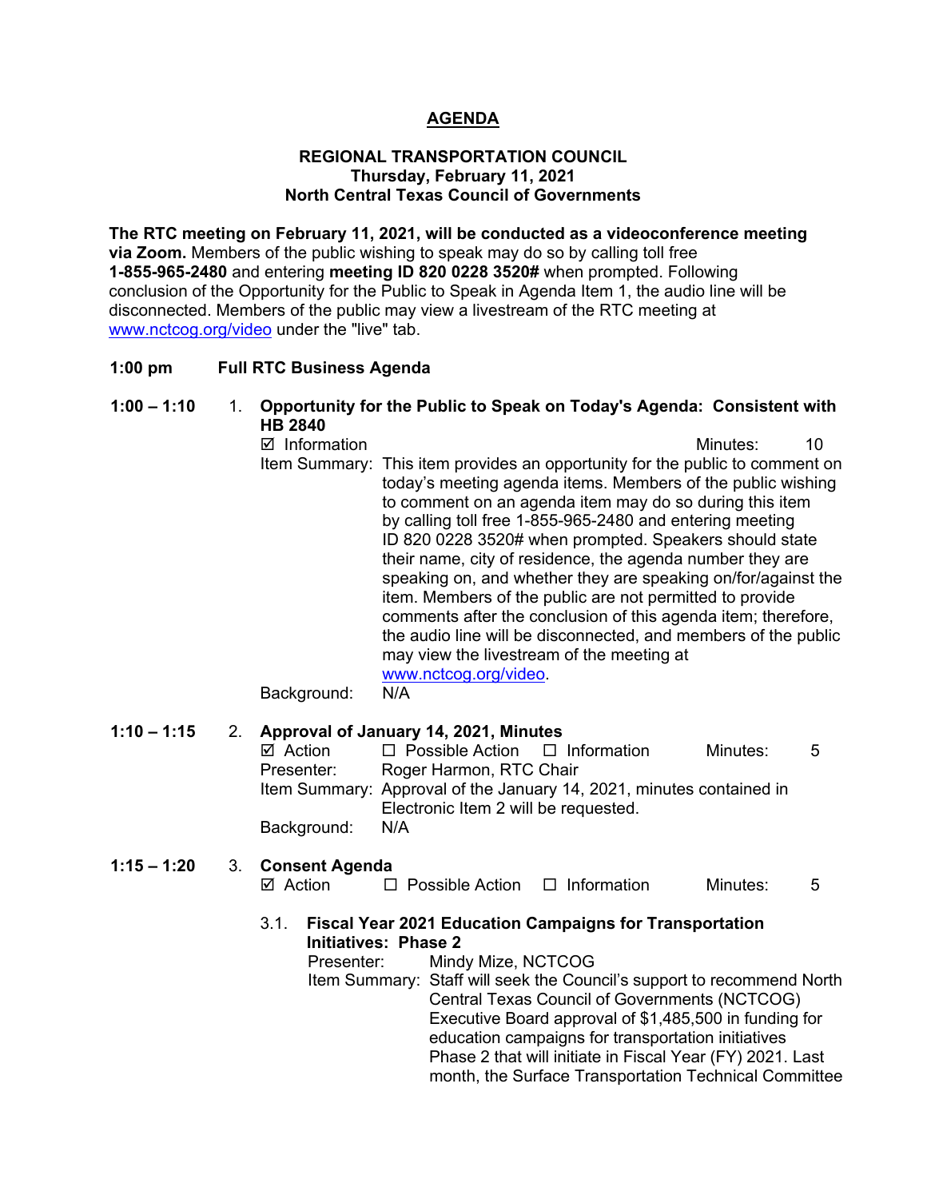# AGENDA

**REGIONAL TRANSPORTATION COUNCIL**
**Thursday, February 11, 2021**
**North Central Texas Council of Governments**

**The RTC meeting on February 11, 2021, will be conducted as a videoconference meeting via Zoom.** Members of the public wishing to speak may do so by calling toll free **1-855-965-2480** and entering **meeting ID 820 0228 3520#** when prompted. Following conclusion of the Opportunity for the Public to Speak in Agenda Item 1, the audio line will be disconnected. Members of the public may view a livestream of the RTC meeting at www.nctcog.org/video under the "live" tab.

**1:00 pm Full RTC Business Agenda**

**1:00 – 1:10** 1. **Opportunity for the Public to Speak on Today's Agenda: Consistent with HB 2840**

☑ Information Minutes: 10

Item Summary: This item provides an opportunity for the public to comment on today's meeting agenda items. Members of the public wishing to comment on an agenda item may do so during this item by calling toll free 1-855-965-2480 and entering meeting ID 820 0228 3520# when prompted. Speakers should state their name, city of residence, the agenda number they are speaking on, and whether they are speaking on/for/against the item. Members of the public are not permitted to provide comments after the conclusion of this agenda item; therefore, the audio line will be disconnected, and members of the public may view the livestream of the meeting at www.nctcog.org/video.

Background: N/A

**1:10 – 1:15** 2. **Approval of January 14, 2021, Minutes**

☑ Action ☐ Possible Action ☐ Information Minutes: 5

Presenter: Roger Harmon, RTC Chair

Item Summary: Approval of the January 14, 2021, minutes contained in Electronic Item 2 will be requested.

Background: N/A

**1:15 – 1:20** 3. **Consent Agenda**

☑ Action ☐ Possible Action ☐ Information Minutes: 5

3.1. **Fiscal Year 2021 Education Campaigns for Transportation Initiatives: Phase 2**

Presenter: Mindy Mize, NCTCOG

Item Summary: Staff will seek the Council's support to recommend North Central Texas Council of Governments (NCTCOG) Executive Board approval of $1,485,500 in funding for education campaigns for transportation initiatives Phase 2 that will initiate in Fiscal Year (FY) 2021. Last month, the Surface Transportation Technical Committee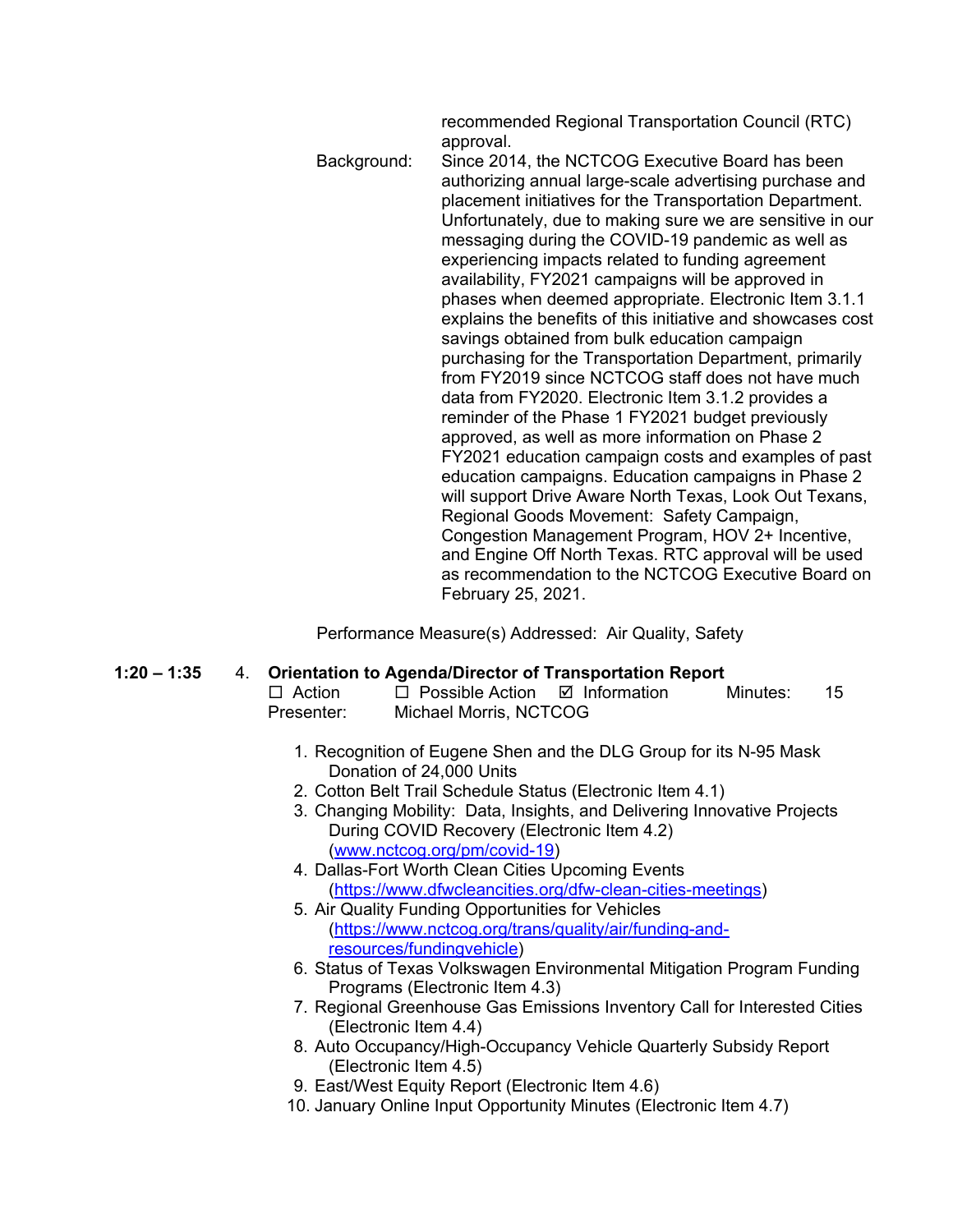recommended Regional Transportation Council (RTC) approval.

Background: Since 2014, the NCTCOG Executive Board has been authorizing annual large-scale advertising purchase and placement initiatives for the Transportation Department. Unfortunately, due to making sure we are sensitive in our messaging during the COVID-19 pandemic as well as experiencing impacts related to funding agreement availability, FY2021 campaigns will be approved in phases when deemed appropriate. Electronic Item 3.1.1 explains the benefits of this initiative and showcases cost savings obtained from bulk education campaign purchasing for the Transportation Department, primarily from FY2019 since NCTCOG staff does not have much data from FY2020. Electronic Item 3.1.2 provides a reminder of the Phase 1 FY2021 budget previously approved, as well as more information on Phase 2 FY2021 education campaign costs and examples of past education campaigns. Education campaigns in Phase 2 will support Drive Aware North Texas, Look Out Texans, Regional Goods Movement: Safety Campaign, Congestion Management Program, HOV 2+ Incentive, and Engine Off North Texas. RTC approval will be used as recommendation to the NCTCOG Executive Board on February 25, 2021.

Performance Measure(s) Addressed: Air Quality, Safety

**1:20 – 1:35** 4. **Orientation to Agenda/Director of Transportation Report**

☐ Action ☐ Possible Action ☑ Information Minutes: 15

Presenter: Michael Morris, NCTCOG

1. Recognition of Eugene Shen and the DLG Group for its N-95 Mask Donation of 24,000 Units
2. Cotton Belt Trail Schedule Status (Electronic Item 4.1)
3. Changing Mobility: Data, Insights, and Delivering Innovative Projects During COVID Recovery (Electronic Item 4.2) (www.nctcog.org/pm/covid-19)
4. Dallas-Fort Worth Clean Cities Upcoming Events (https://www.dfwcleancities.org/dfw-clean-cities-meetings)
5. Air Quality Funding Opportunities for Vehicles (https://www.nctcog.org/trans/quality/air/funding-and-resources/fundingvehicle)
6. Status of Texas Volkswagen Environmental Mitigation Program Funding Programs (Electronic Item 4.3)
7. Regional Greenhouse Gas Emissions Inventory Call for Interested Cities (Electronic Item 4.4)
8. Auto Occupancy/High-Occupancy Vehicle Quarterly Subsidy Report (Electronic Item 4.5)
9. East/West Equity Report (Electronic Item 4.6)
10. January Online Input Opportunity Minutes (Electronic Item 4.7)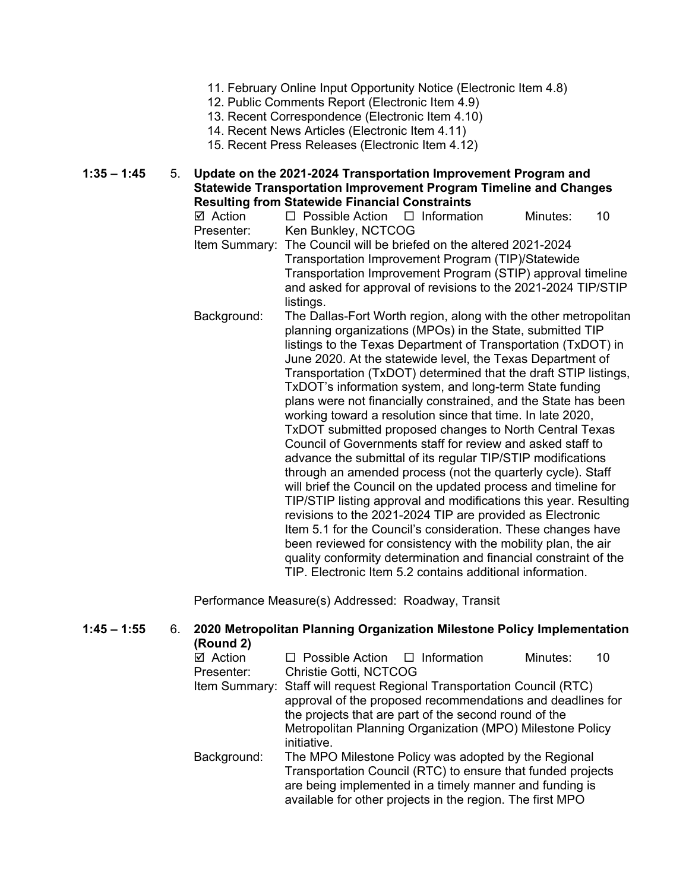11. February Online Input Opportunity Notice (Electronic Item 4.8)
12. Public Comments Report (Electronic Item 4.9)
13. Recent Correspondence (Electronic Item 4.10)
14. Recent News Articles (Electronic Item 4.11)
15. Recent Press Releases (Electronic Item 4.12)

**1:35 – 1:45** 5. **Update on the 2021-2024 Transportation Improvement Program and Statewide Transportation Improvement Program Timeline and Changes Resulting from Statewide Financial Constraints**

☑ Action ☐ Possible Action ☐ Information Minutes: 10

Presenter: Ken Bunkley, NCTCOG

Item Summary: The Council will be briefed on the altered 2021-2024 Transportation Improvement Program (TIP)/Statewide Transportation Improvement Program (STIP) approval timeline and asked for approval of revisions to the 2021-2024 TIP/STIP listings.

Background: The Dallas-Fort Worth region, along with the other metropolitan planning organizations (MPOs) in the State, submitted TIP listings to the Texas Department of Transportation (TxDOT) in June 2020. At the statewide level, the Texas Department of Transportation (TxDOT) determined that the draft STIP listings, TxDOT's information system, and long-term State funding plans were not financially constrained, and the State has been working toward a resolution since that time. In late 2020, TxDOT submitted proposed changes to North Central Texas Council of Governments staff for review and asked staff to advance the submittal of its regular TIP/STIP modifications through an amended process (not the quarterly cycle). Staff will brief the Council on the updated process and timeline for TIP/STIP listing approval and modifications this year. Resulting revisions to the 2021-2024 TIP are provided as Electronic Item 5.1 for the Council's consideration. These changes have been reviewed for consistency with the mobility plan, the air quality conformity determination and financial constraint of the TIP. Electronic Item 5.2 contains additional information.

Performance Measure(s) Addressed: Roadway, Transit

**1:45 – 1:55** 6. **2020 Metropolitan Planning Organization Milestone Policy Implementation (Round 2)**

☑ Action ☐ Possible Action ☐ Information Minutes: 10

Presenter: Christie Gotti, NCTCOG

Item Summary: Staff will request Regional Transportation Council (RTC) approval of the proposed recommendations and deadlines for the projects that are part of the second round of the Metropolitan Planning Organization (MPO) Milestone Policy initiative.

Background: The MPO Milestone Policy was adopted by the Regional Transportation Council (RTC) to ensure that funded projects are being implemented in a timely manner and funding is available for other projects in the region. The first MPO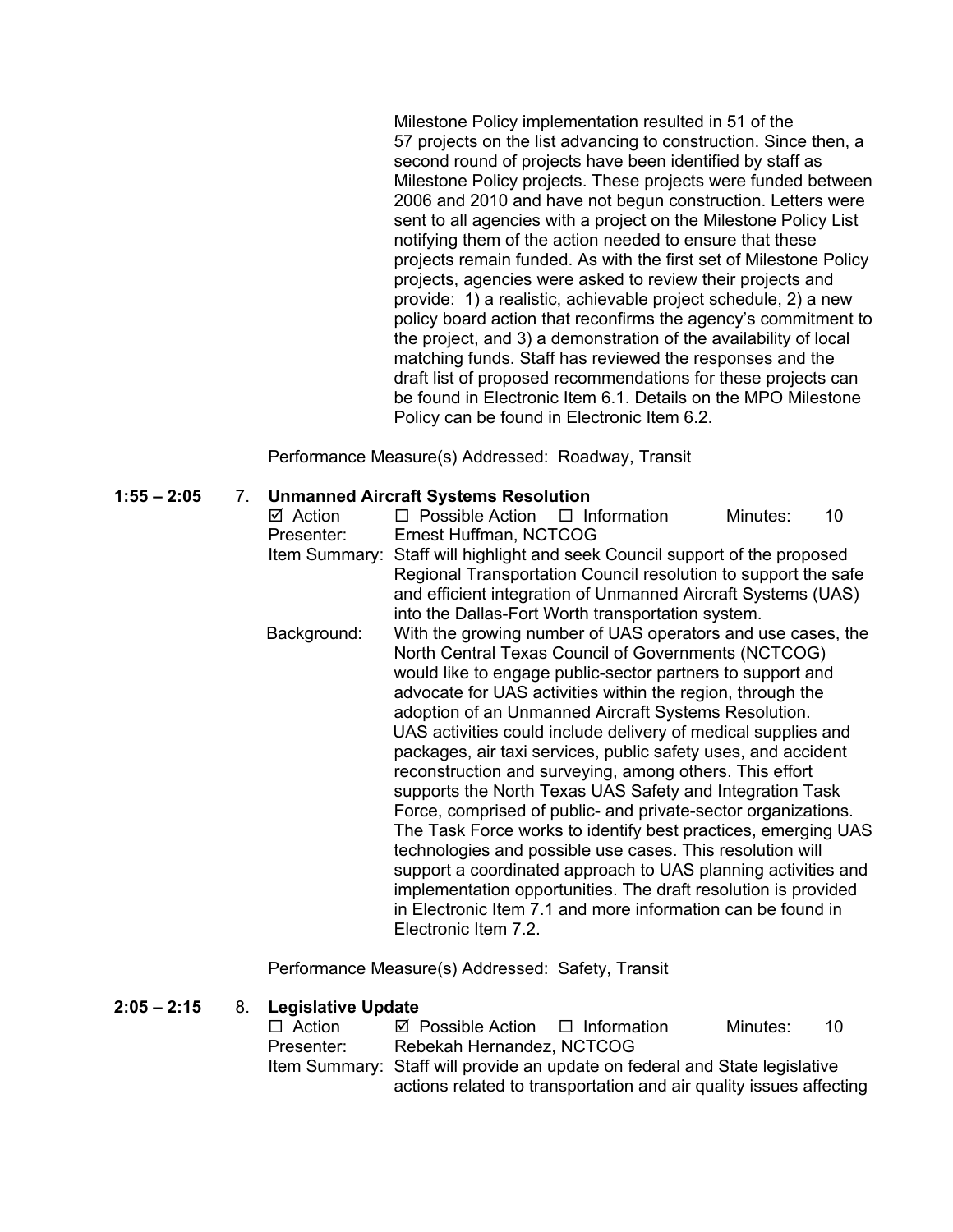Milestone Policy implementation resulted in 51 of the 57 projects on the list advancing to construction. Since then, a second round of projects have been identified by staff as Milestone Policy projects. These projects were funded between 2006 and 2010 and have not begun construction. Letters were sent to all agencies with a project on the Milestone Policy List notifying them of the action needed to ensure that these projects remain funded. As with the first set of Milestone Policy projects, agencies were asked to review their projects and provide: 1) a realistic, achievable project schedule, 2) a new policy board action that reconfirms the agency's commitment to the project, and 3) a demonstration of the availability of local matching funds. Staff has reviewed the responses and the draft list of proposed recommendations for these projects can be found in Electronic Item 6.1. Details on the MPO Milestone Policy can be found in Electronic Item 6.2.

Performance Measure(s) Addressed: Roadway, Transit

**1:55 – 2:05 7. Unmanned Aircraft Systems Resolution**

☑ Action ☐ Possible Action ☐ Information Minutes: 10

Presenter: Ernest Huffman, NCTCOG

Item Summary: Staff will highlight and seek Council support of the proposed Regional Transportation Council resolution to support the safe and efficient integration of Unmanned Aircraft Systems (UAS) into the Dallas-Fort Worth transportation system.

Background: With the growing number of UAS operators and use cases, the North Central Texas Council of Governments (NCTCOG) would like to engage public-sector partners to support and advocate for UAS activities within the region, through the adoption of an Unmanned Aircraft Systems Resolution. UAS activities could include delivery of medical supplies and packages, air taxi services, public safety uses, and accident reconstruction and surveying, among others. This effort supports the North Texas UAS Safety and Integration Task Force, comprised of public- and private-sector organizations. The Task Force works to identify best practices, emerging UAS technologies and possible use cases. This resolution will support a coordinated approach to UAS planning activities and implementation opportunities. The draft resolution is provided in Electronic Item 7.1 and more information can be found in Electronic Item 7.2.

Performance Measure(s) Addressed: Safety, Transit

**2:05 – 2:15 8. Legislative Update**

☐ Action ☑ Possible Action ☐ Information Minutes: 10

Presenter: Rebekah Hernandez, NCTCOG

Item Summary: Staff will provide an update on federal and State legislative actions related to transportation and air quality issues affecting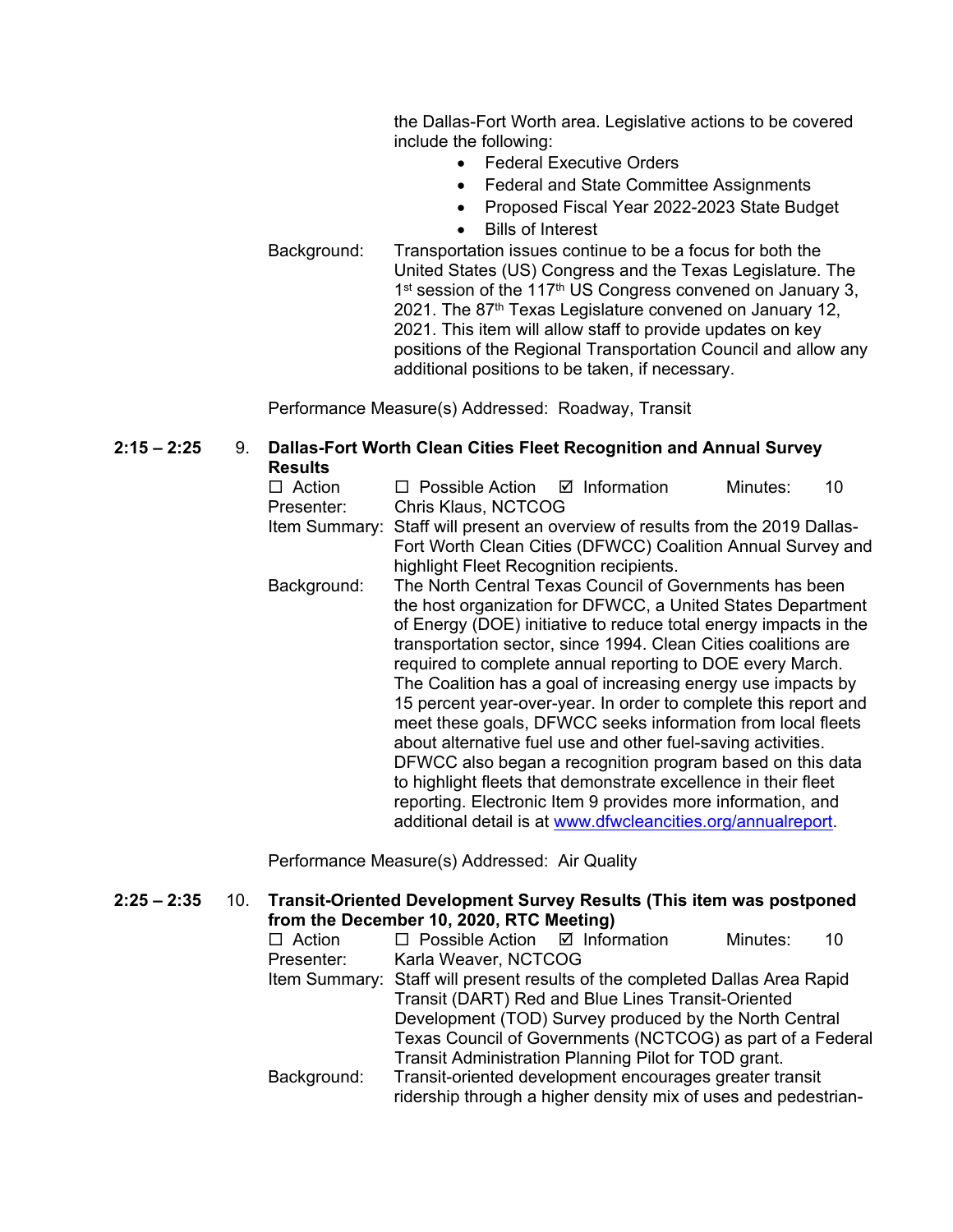the Dallas-Fort Worth area. Legislative actions to be covered include the following:

- Federal Executive Orders
- Federal and State Committee Assignments
- Proposed Fiscal Year 2022-2023 State Budget
- Bills of Interest

Background: Transportation issues continue to be a focus for both the United States (US) Congress and the Texas Legislature. The 1st session of the 117th US Congress convened on January 3, 2021. The 87th Texas Legislature convened on January 12, 2021. This item will allow staff to provide updates on key positions of the Regional Transportation Council and allow any additional positions to be taken, if necessary.

Performance Measure(s) Addressed: Roadway, Transit

**2:15 – 2:25 9. Dallas-Fort Worth Clean Cities Fleet Recognition and Annual Survey Results**

☐ Action ☐ Possible Action ☑ Information Minutes: 10

Presenter: Chris Klaus, NCTCOG

Item Summary: Staff will present an overview of results from the 2019 Dallas-Fort Worth Clean Cities (DFWCC) Coalition Annual Survey and highlight Fleet Recognition recipients.

Background: The North Central Texas Council of Governments has been the host organization for DFWCC, a United States Department of Energy (DOE) initiative to reduce total energy impacts in the transportation sector, since 1994. Clean Cities coalitions are required to complete annual reporting to DOE every March. The Coalition has a goal of increasing energy use impacts by 15 percent year-over-year. In order to complete this report and meet these goals, DFWCC seeks information from local fleets about alternative fuel use and other fuel-saving activities. DFWCC also began a recognition program based on this data to highlight fleets that demonstrate excellence in their fleet reporting. Electronic Item 9 provides more information, and additional detail is at www.dfwcleancities.org/annualreport.

Performance Measure(s) Addressed: Air Quality

**2:25 – 2:35 10. Transit-Oriented Development Survey Results (This item was postponed from the December 10, 2020, RTC Meeting)**

☐ Action ☐ Possible Action ☑ Information Minutes: 10

Presenter: Karla Weaver, NCTCOG

Item Summary: Staff will present results of the completed Dallas Area Rapid Transit (DART) Red and Blue Lines Transit-Oriented Development (TOD) Survey produced by the North Central Texas Council of Governments (NCTCOG) as part of a Federal Transit Administration Planning Pilot for TOD grant.

Background: Transit-oriented development encourages greater transit ridership through a higher density mix of uses and pedestrian-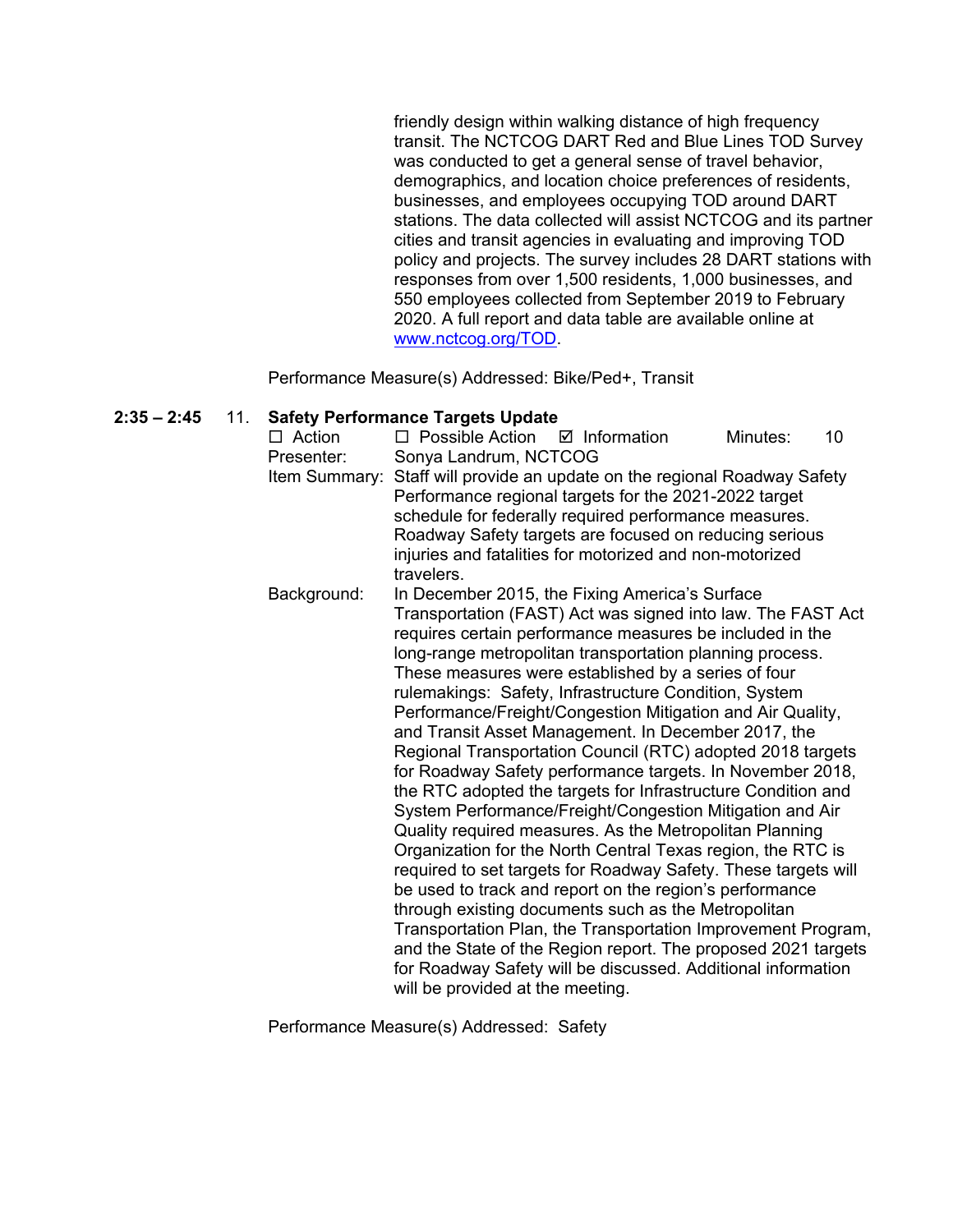friendly design within walking distance of high frequency transit. The NCTCOG DART Red and Blue Lines TOD Survey was conducted to get a general sense of travel behavior, demographics, and location choice preferences of residents, businesses, and employees occupying TOD around DART stations. The data collected will assist NCTCOG and its partner cities and transit agencies in evaluating and improving TOD policy and projects. The survey includes 28 DART stations with responses from over 1,500 residents, 1,000 businesses, and 550 employees collected from September 2019 to February 2020. A full report and data table are available online at [www.nctcog.org/TOD](www.nctcog.org/TOD).

Performance Measure(s) Addressed: Bike/Ped+, Transit

**2:35 – 2:45** 11. **Safety Performance Targets Update**

☐ Action ☐ Possible Action ☑ Information Minutes: 10

Presenter: Sonya Landrum, NCTCOG

Item Summary: Staff will provide an update on the regional Roadway Safety Performance regional targets for the 2021-2022 target schedule for federally required performance measures. Roadway Safety targets are focused on reducing serious injuries and fatalities for motorized and non-motorized travelers.

Background: In December 2015, the Fixing America's Surface Transportation (FAST) Act was signed into law. The FAST Act requires certain performance measures be included in the long-range metropolitan transportation planning process. These measures were established by a series of four rulemakings: Safety, Infrastructure Condition, System Performance/Freight/Congestion Mitigation and Air Quality, and Transit Asset Management. In December 2017, the Regional Transportation Council (RTC) adopted 2018 targets for Roadway Safety performance targets. In November 2018, the RTC adopted the targets for Infrastructure Condition and System Performance/Freight/Congestion Mitigation and Air Quality required measures. As the Metropolitan Planning Organization for the North Central Texas region, the RTC is required to set targets for Roadway Safety. These targets will be used to track and report on the region's performance through existing documents such as the Metropolitan Transportation Plan, the Transportation Improvement Program, and the State of the Region report. The proposed 2021 targets for Roadway Safety will be discussed. Additional information will be provided at the meeting.

Performance Measure(s) Addressed: Safety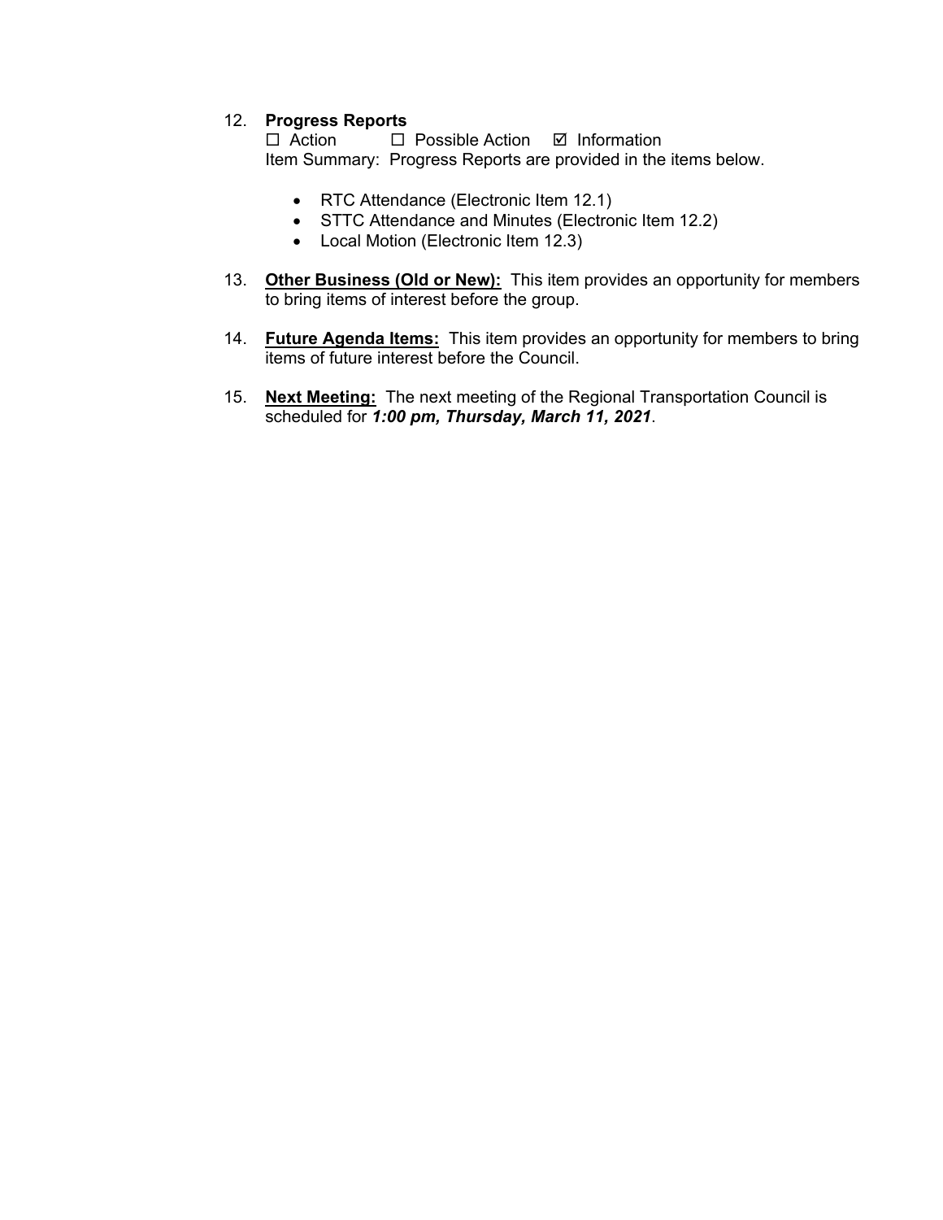12. **Progress Reports**
    ☐ Action ☐ Possible Action ☑ Information
    Item Summary: Progress Reports are provided in the items below.

    - RTC Attendance (Electronic Item 12.1)
    - STTC Attendance and Minutes (Electronic Item 12.2)
    - Local Motion (Electronic Item 12.3)

13. **Other Business (Old or New):** This item provides an opportunity for members to bring items of interest before the group.

14. **Future Agenda Items:** This item provides an opportunity for members to bring items of future interest before the Council.

15. **Next Meeting:** The next meeting of the Regional Transportation Council is scheduled for ***1:00 pm, Thursday, March 11, 2021***.